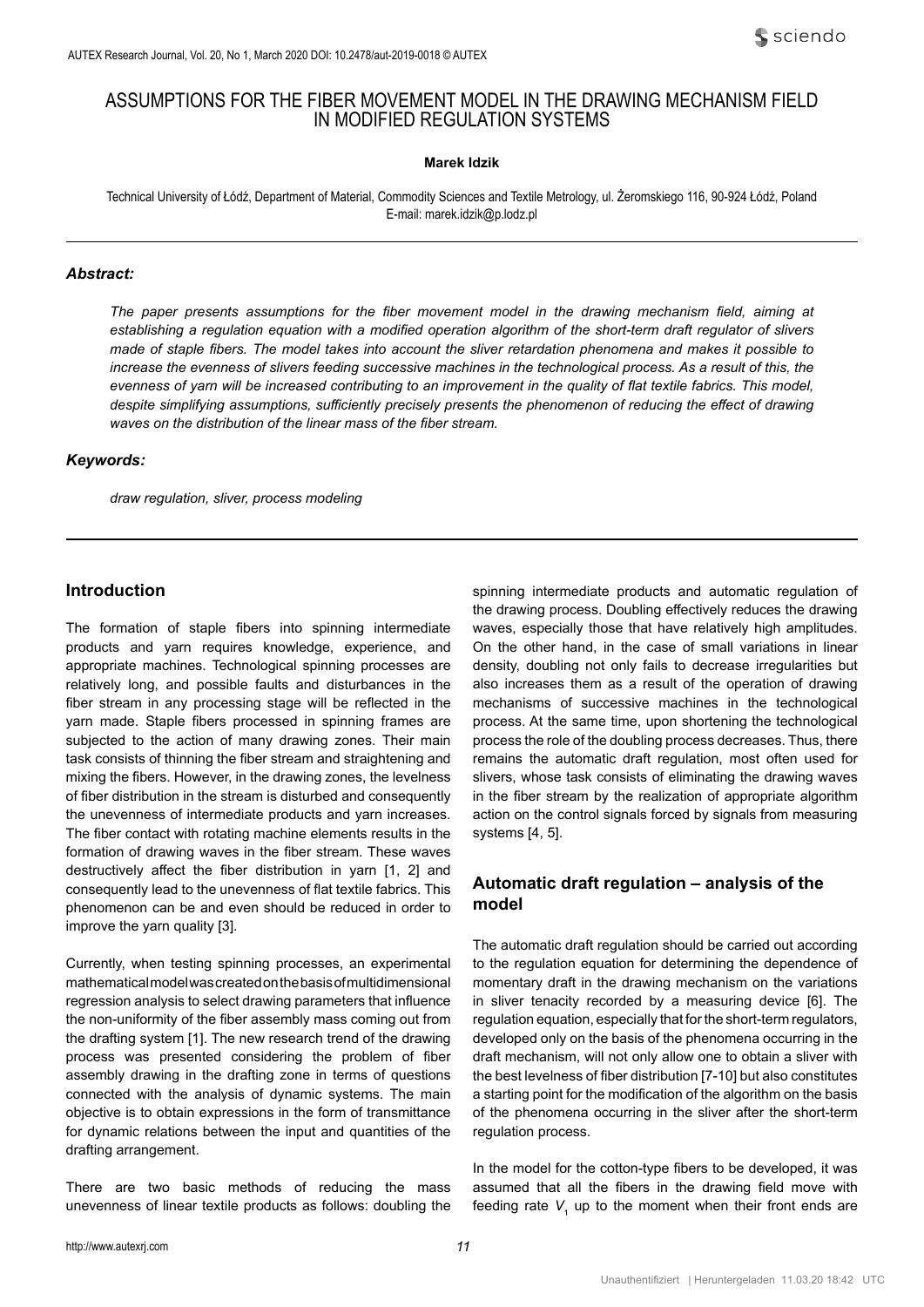# ASSUMPTIONS FOR THE FIBER MOVEMENT MODEL IN THE DRAWING MECHANISM FIELD IN MODIFIED REGULATION SYSTEMS

**Marek Idzik**

Technical University of Łódź, Department of Material, Commodity Sciences and Textile Metrology, ul. Żeromskiego 116, 90-924 Łódź, Poland
E-mail: marek.idzik@p.lodz.pl

### *Abstract:*

*The paper presents assumptions for the fiber movement model in the drawing mechanism field, aiming at establishing a regulation equation with a modified operation algorithm of the short-term draft regulator of slivers made of staple fibers. The model takes into account the sliver retardation phenomena and makes it possible to increase the evenness of slivers feeding successive machines in the technological process. As a result of this, the evenness of yarn will be increased contributing to an improvement in the quality of flat textile fabrics. This model, despite simplifying assumptions, sufficiently precisely presents the phenomenon of reducing the effect of drawing waves on the distribution of the linear mass of the fiber stream.*

### *Keywords:*

*draw regulation, sliver, process modeling*

## Introduction

The formation of staple fibers into spinning intermediate products and yarn requires knowledge, experience, and appropriate machines. Technological spinning processes are relatively long, and possible faults and disturbances in the fiber stream in any processing stage will be reflected in the yarn made. Staple fibers processed in spinning frames are subjected to the action of many drawing zones. Their main task consists of thinning the fiber stream and straightening and mixing the fibers. However, in the drawing zones, the levelness of fiber distribution in the stream is disturbed and consequently the unevenness of intermediate products and yarn increases. The fiber contact with rotating machine elements results in the formation of drawing waves in the fiber stream. These waves destructively affect the fiber distribution in yarn [1, 2] and consequently lead to the unevenness of flat textile fabrics. This phenomenon can be and even should be reduced in order to improve the yarn quality [3].

Currently, when testing spinning processes, an experimental mathematical model was created on the basis of multidimensional regression analysis to select drawing parameters that influence the non-uniformity of the fiber assembly mass coming out from the drafting system [1]. The new research trend of the drawing process was presented considering the problem of fiber assembly drawing in the drafting zone in terms of questions connected with the analysis of dynamic systems. The main objective is to obtain expressions in the form of transmittance for dynamic relations between the input and quantities of the drafting arrangement.

There are two basic methods of reducing the mass unevenness of linear textile products as follows: doubling the spinning intermediate products and automatic regulation of the drawing process. Doubling effectively reduces the drawing waves, especially those that have relatively high amplitudes. On the other hand, in the case of small variations in linear density, doubling not only fails to decrease irregularities but also increases them as a result of the operation of drawing mechanisms of successive machines in the technological process. At the same time, upon shortening the technological process the role of the doubling process decreases. Thus, there remains the automatic draft regulation, most often used for slivers, whose task consists of eliminating the drawing waves in the fiber stream by the realization of appropriate algorithm action on the control signals forced by signals from measuring systems [4, 5].

## Automatic draft regulation – analysis of the model

The automatic draft regulation should be carried out according to the regulation equation for determining the dependence of momentary draft in the drawing mechanism on the variations in sliver tenacity recorded by a measuring device [6]. The regulation equation, especially that for the short-term regulators, developed only on the basis of the phenomena occurring in the draft mechanism, will not only allow one to obtain a sliver with the best levelness of fiber distribution [7-10] but also constitutes a starting point for the modification of the algorithm on the basis of the phenomena occurring in the sliver after the short-term regulation process.

In the model for the cotton-type fibers to be developed, it was assumed that all the fibers in the drawing field move with feeding rate $V_1$ up to the moment when their front ends are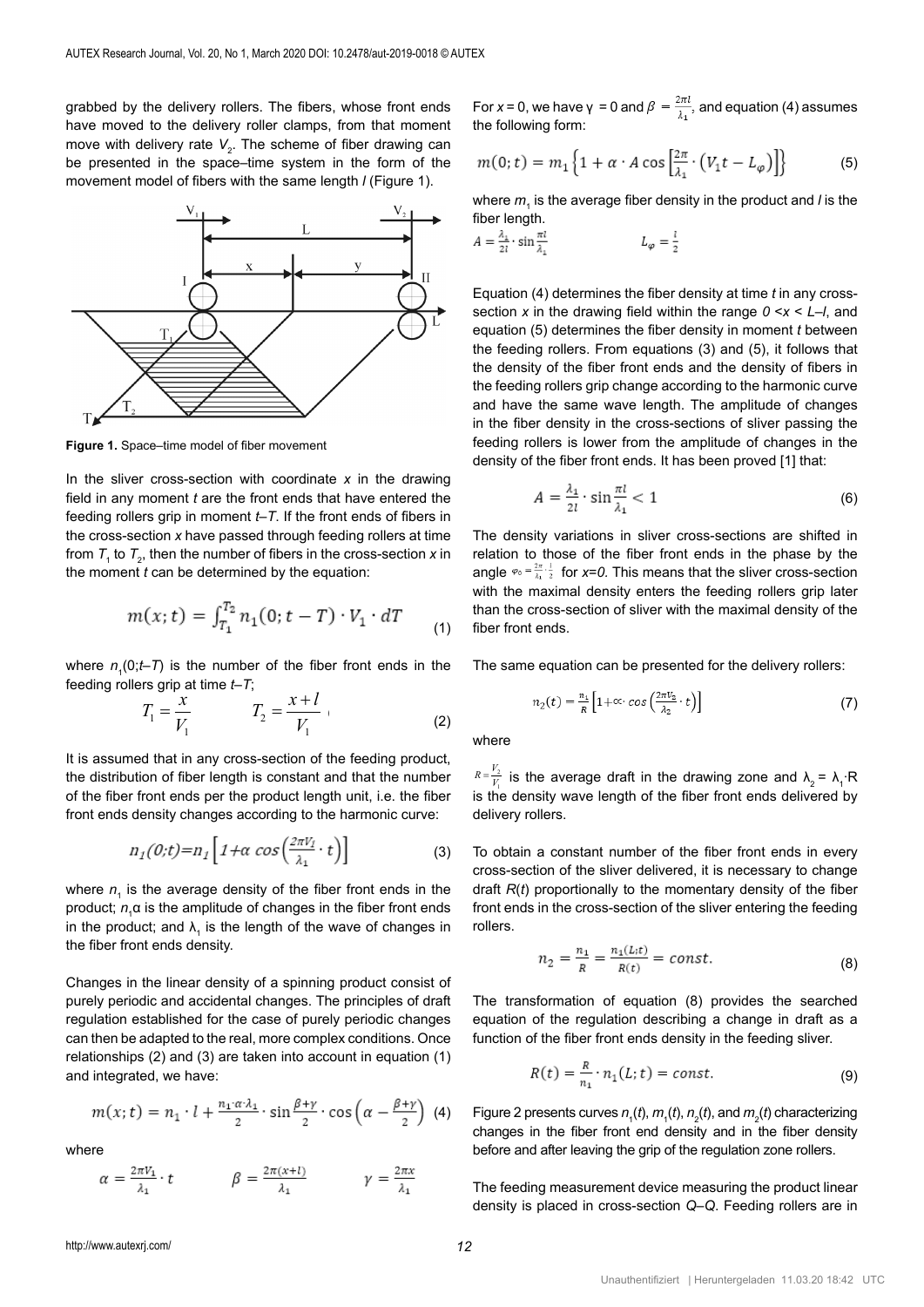grabbed by the delivery rollers. The fibers, whose front ends have moved to the delivery roller clamps, from that moment move with delivery rate $V_2$. The scheme of fiber drawing can be presented in the space–time system in the form of the movement model of fibers with the same length $l$ (Figure 1).

**Figure 1.** Space–time model of fiber movement

In the sliver cross-section with coordinate $x$ in the drawing field in any moment $t$ are the front ends that have entered the feeding rollers grip in moment $t–T$. If the front ends of fibers in the cross-section $x$ have passed through feeding rollers at time from $T_1$ to $T_2$, then the number of fibers in the cross-section $x$ in the moment $t$ can be determined by the equation:

$$m(x;t) = \int_{T_1}^{T_2} n_1(0; t-T) \cdot V_1 \cdot dT \tag{1}$$

where $n_1(0;t–T)$ is the number of the fiber front ends in the feeding rollers grip at time $t–T$;

$$T_1 = \frac{x}{V_1} \qquad T_2 = \frac{x+l}{V_1} \tag{2}$$

It is assumed that in any cross-section of the feeding product, the distribution of fiber length is constant and that the number of the fiber front ends per the product length unit, i.e. the fiber front ends density changes according to the harmonic curve:

$$n_1(0;t) = n_1\left[1+\alpha \cos\left(\frac{2\pi V_1}{\lambda_1} \cdot t\right)\right] \tag{3}$$

where $n_1$ is the average density of the fiber front ends in the product; $n_1\alpha$ is the amplitude of changes in the fiber front ends in the product; and $\lambda_1$ is the length of the wave of changes in the fiber front ends density.

Changes in the linear density of a spinning product consist of purely periodic and accidental changes. The principles of draft regulation established for the case of purely periodic changes can then be adapted to the real, more complex conditions. Once relationships (2) and (3) are taken into account in equation (1) and integrated, we have:

$$m(x;t) = n_1 \cdot l + \frac{n_1 \cdot \alpha \cdot \lambda_1}{2} \cdot \sin\frac{\beta+\gamma}{2} \cdot \cos\left(\alpha - \frac{\beta+\gamma}{2}\right) \tag{4}$$

where

$$\alpha = \frac{2\pi V_1}{\lambda_1} \cdot t \qquad \beta = \frac{2\pi(x+l)}{\lambda_1} \qquad \gamma = \frac{2\pi x}{\lambda_1}$$

For $x = 0$, we have $\gamma = 0$ and $\beta = \frac{2\pi l}{\lambda_1}$, and equation (4) assumes the following form:

$$m(0;t) = m_1\left\{1 + \alpha \cdot A\cos\left[\frac{2\pi}{\lambda_1} \cdot \left(V_1 t - L_\varphi\right)\right]\right\} \tag{5}$$

where $m_1$ is the average fiber density in the product and $l$ is the fiber length.

$$A = \frac{\lambda_1}{2l} \cdot \sin\frac{\pi l}{\lambda_1} \qquad L_\varphi = \frac{l}{2}$$

Equation (4) determines the fiber density at time $t$ in any cross-section $x$ in the drawing field within the range $0 < x < L–l$, and equation (5) determines the fiber density in moment $t$ between the feeding rollers. From equations (3) and (5), it follows that the density of the fiber front ends and the density of fibers in the feeding rollers grip change according to the harmonic curve and have the same wave length. The amplitude of changes in the fiber density in the cross-sections of sliver passing the feeding rollers is lower from the amplitude of changes in the density of the fiber front ends. It has been proved [1] that:

$$A = \frac{\lambda_1}{2l} \cdot \sin\frac{\pi l}{\lambda_1} < 1 \tag{6}$$

The density variations in sliver cross-sections are shifted in relation to those of the fiber front ends in the phase by the angle $\varphi_0 = \frac{2\pi}{\lambda_1} \cdot \frac{l}{2}$ for $x=0$. This means that the sliver cross-section with the maximal density enters the feeding rollers grip later than the cross-section of sliver with the maximal density of the fiber front ends.

The same equation can be presented for the delivery rollers:

$$n_2(t) = \frac{n_1}{R}\left[1 + \alpha \cdot \cos\left(\frac{2\pi V_2}{\lambda_2} \cdot t\right)\right] \tag{7}$$

where

$R = \frac{V_2}{V_1}$ is the average draft in the drawing zone and $\lambda_2 = \lambda_1 \cdot R$ is the density wave length of the fiber front ends delivered by delivery rollers.

To obtain a constant number of the fiber front ends in every cross-section of the sliver delivered, it is necessary to change draft $R(t)$ proportionally to the momentary density of the fiber front ends in the cross-section of the sliver entering the feeding rollers.

$$n_2 = \frac{n_1}{R} = \frac{n_1(L;t)}{R(t)} = const. \tag{8}$$

The transformation of equation (8) provides the searched equation of the regulation describing a change in draft as a function of the fiber front ends density in the feeding sliver.

$$R(t) = \frac{R}{n_1} \cdot n_1(L;t) = const. \tag{9}$$

Figure 2 presents curves $n_1(t)$, $m_1(t)$, $n_2(t)$, and $m_2(t)$ characterizing changes in the fiber front end density and in the fiber density before and after leaving the grip of the regulation zone rollers.

The feeding measurement device measuring the product linear density is placed in cross-section $Q–Q$. Feeding rollers are in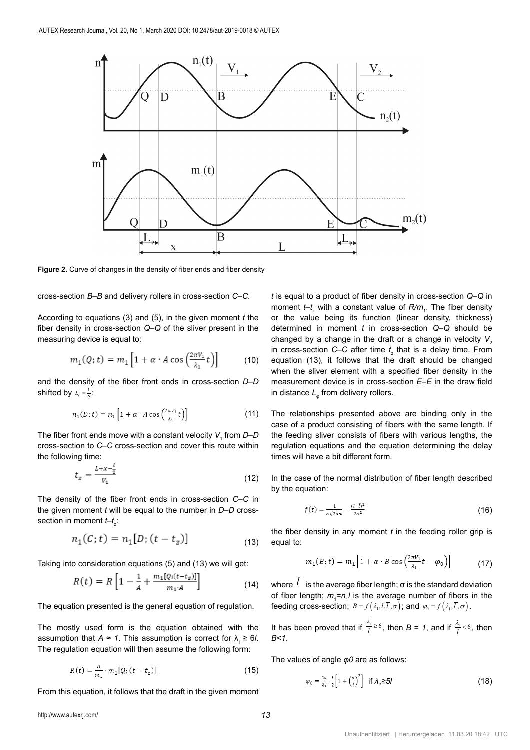**Figure 2.** Curve of changes in the density of fiber ends and fiber density

cross-section *B–B* and delivery rollers in cross-section *C–C*.

According to equations (3) and (5), in the given moment *t* the fiber density in cross-section *Q–Q* of the sliver present in the measuring device is equal to:

$$m_1(Q;t) = m_1\left[1 + \alpha \cdot A\cos\left(\frac{2\pi V_1}{\lambda_1}t\right)\right] \tag{10}$$

and the density of the fiber front ends in cross-section *D–D* shifted by $L_\varphi = \frac{l}{2}$:

$$n_1(D;t) = n_1\left[1 + \alpha \cdot A\cos\left(\frac{2\pi V_1}{\lambda_1}t\right)\right] \tag{11}$$

The fiber front ends move with a constant velocity $V_1$ from *D–D* cross-section to *C–C* cross-section and cover this route within the following time:

$$t_z = \frac{L + x - \frac{l}{2}}{V_1} \tag{12}$$

The density of the fiber front ends in cross-section *C–C* in the given moment *t* will be equal to the number in *D–D* cross-section in moment $t$–$t_z$:

$$n_1(C;t) = n_1[D;(t - t_z)] \tag{13}$$

Taking into consideration equations (5) and (13) we will get:

$$R(t) = R\left[1 - \frac{1}{A} + \frac{m_1[Q;(t - t_z)]}{m_1 \cdot A}\right] \tag{14}$$

The equation presented is the general equation of regulation.

The mostly used form is the equation obtained with the assumption that $A \approx 1$. This assumption is correct for $\lambda_1 \geq 6l$. The regulation equation will then assume the following form:

$$R(t) = \frac{R}{m_1} \cdot m_1[Q;(t - t_z)] \tag{15}$$

From this equation, it follows that the draft in the given moment *t* is equal to a product of fiber density in cross-section *Q–Q* in moment $t$–$t_z$ with a constant value of $R/m_1$. The fiber density or the value being its function (linear density, thickness) determined in moment *t* in cross-section *Q–Q* should be changed by a change in the draft or a change in velocity $V_2$ in cross-section *C–C* after time $t_z$ that is a delay time. From equation (13), it follows that the draft should be changed when the sliver element with a specified fiber density in the measurement device is in cross-section *E–E* in the draw field in distance $L_\varphi$ from delivery rollers.

The relationships presented above are binding only in the case of a product consisting of fibers with the same length. If the feeding sliver consists of fibers with various lengths, the regulation equations and the equation determining the delay times will have a bit different form.

In the case of the normal distribution of fiber length described by the equation:

$$f(t) = \frac{1}{\sigma\sqrt{2\pi} \cdot e} - \frac{(l - \bar{l})^2}{2\sigma^2} \tag{16}$$

the fiber density in any moment *t* in the feeding roller grip is equal to:

$$m_1(B;t) = m_1\left[1 + \alpha \cdot B\cos\left(\frac{2\pi V_1}{\lambda_1}t - \varphi_0\right)\right] \tag{17}$$

where $\bar{l}$ is the average fiber length; σ is the standard deviation of fiber length; $m_1 = n_1 l$ is the average number of fibers in the feeding cross-section; $B = f\left(\lambda_1, l, \bar{l}, \sigma\right)$; and $\varphi_0 = f\left(\lambda_1, \bar{l}, \sigma\right)$.

It has been proved that if $\frac{\lambda_1}{l} \geq 6$, then *B = 1*, and if $\frac{\lambda_1}{l} < 6$, then *B<1*.

The values of angle *φ0* are as follows:

$$\varphi_0 = \frac{2\pi}{\lambda_1} \cdot \frac{l}{2}\left[1 + \left(\frac{\sigma}{l}\right)^2\right] \quad \text{if } \lambda_1 \geq 5l \tag{18}$$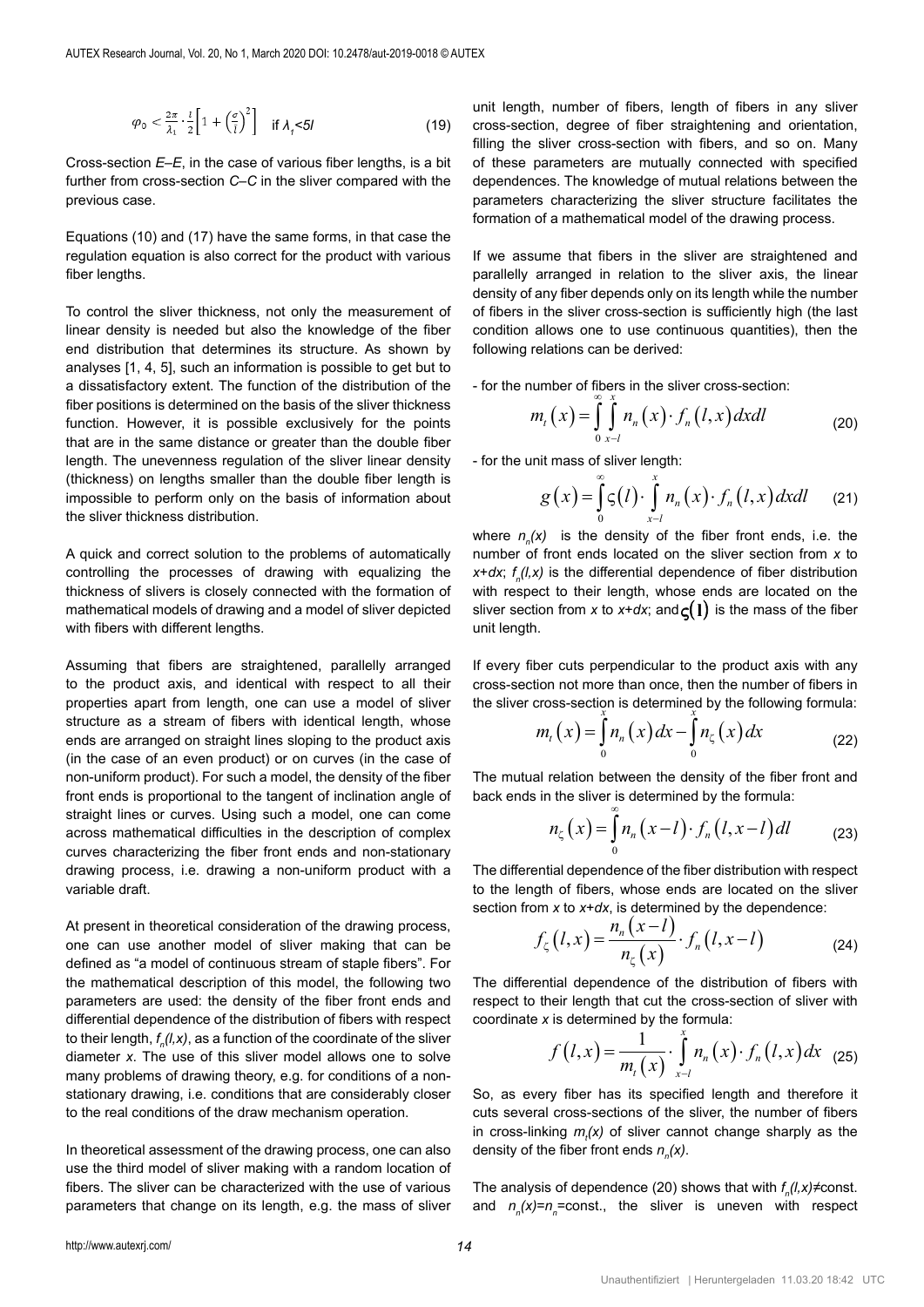$$\varphi_0 < \frac{2\pi}{\lambda_1} \cdot \frac{l}{2}\left[1 + \left(\frac{\sigma}{l}\right)^2\right] \quad \text{if } \lambda_1 < 5l \tag{19}$$

Cross-section *E–E*, in the case of various fiber lengths, is a bit further from cross-section *C–C* in the sliver compared with the previous case.

Equations (10) and (17) have the same forms, in that case the regulation equation is also correct for the product with various fiber lengths.

To control the sliver thickness, not only the measurement of linear density is needed but also the knowledge of the fiber end distribution that determines its structure. As shown by analyses [1, 4, 5], such an information is possible to get but to a dissatisfactory extent. The function of the distribution of the fiber positions is determined on the basis of the sliver thickness function. However, it is possible exclusively for the points that are in the same distance or greater than the double fiber length. The unevenness regulation of the sliver linear density (thickness) on lengths smaller than the double fiber length is impossible to perform only on the basis of information about the sliver thickness distribution.

A quick and correct solution to the problems of automatically controlling the processes of drawing with equalizing the thickness of slivers is closely connected with the formation of mathematical models of drawing and a model of sliver depicted with fibers with different lengths.

Assuming that fibers are straightened, parallelly arranged to the product axis, and identical with respect to all their properties apart from length, one can use a model of sliver structure as a stream of fibers with identical length, whose ends are arranged on straight lines sloping to the product axis (in the case of an even product) or on curves (in the case of non-uniform product). For such a model, the density of the fiber front ends is proportional to the tangent of inclination angle of straight lines or curves. Using such a model, one can come across mathematical difficulties in the description of complex curves characterizing the fiber front ends and non-stationary drawing process, i.e. drawing a non-uniform product with a variable draft.

At present in theoretical consideration of the drawing process, one can use another model of sliver making that can be defined as "a model of continuous stream of staple fibers". For the mathematical description of this model, the following two parameters are used: the density of the fiber front ends and differential dependence of the distribution of fibers with respect to their length, $f_n(l,x)$, as a function of the coordinate of the sliver diameter *x*. The use of this sliver model allows one to solve many problems of drawing theory, e.g. for conditions of a non-stationary drawing, i.e. conditions that are considerably closer to the real conditions of the draw mechanism operation.

In theoretical assessment of the drawing process, one can also use the third model of sliver making with a random location of fibers. The sliver can be characterized with the use of various parameters that change on its length, e.g. the mass of sliver unit length, number of fibers, length of fibers in any sliver cross-section, degree of fiber straightening and orientation, filling the sliver cross-section with fibers, and so on. Many of these parameters are mutually connected with specified dependences. The knowledge of mutual relations between the parameters characterizing the sliver structure facilitates the formation of a mathematical model of the drawing process.

If we assume that fibers in the sliver are straightened and parallelly arranged in relation to the sliver axis, the linear density of any fiber depends only on its length while the number of fibers in the sliver cross-section is sufficiently high (the last condition allows one to use continuous quantities), then the following relations can be derived:

- for the number of fibers in the sliver cross-section:

$$m_t(x) = \int_0^\infty \int_{x-l}^{x} n_n(x) \cdot f_n(l,x)\,dx\,dl \tag{20}$$

- for the unit mass of sliver length:

$$g(x) = \int_0^\infty \varsigma(l) \cdot \int_{x-l}^{x} n_n(x) \cdot f_n(l,x)\,dx\,dl \tag{21}$$

where $n_n(x)$ is the density of the fiber front ends, i.e. the number of front ends located on the sliver section from *x* to *x+dx*; $f_n(l,x)$ is the differential dependence of fiber distribution with respect to their length, whose ends are located on the sliver section from *x* to *x+dx*; and $\varsigma(l)$ is the mass of the fiber unit length.

If every fiber cuts perpendicular to the product axis with any cross-section not more than once, then the number of fibers in the sliver cross-section is determined by the following formula:

$$m_t(x) = \int_0^x n_n(x)\,dx - \int_0^x n_\varsigma(x)\,dx \tag{22}$$

The mutual relation between the density of the fiber front and back ends in the sliver is determined by the formula:

$$n_\varsigma(x) = \int_0^\infty n_n(x-l) \cdot f_n(l, x-l)\,dl \tag{23}$$

The differential dependence of the fiber distribution with respect to the length of fibers, whose ends are located on the sliver section from *x* to *x+dx*, is determined by the dependence:

$$f_\varsigma(l,x) = \frac{n_n(x-l)}{n_\varsigma(x)} \cdot f_n(l, x-l) \tag{24}$$

The differential dependence of the distribution of fibers with respect to their length that cut the cross-section of sliver with coordinate *x* is determined by the formula:

$$f(l,x) = \frac{1}{m_t(x)} \cdot \int_{x-l}^{x} n_n(x) \cdot f_n(l,x)\,dx \tag{25}$$

So, as every fiber has its specified length and therefore it cuts several cross-sections of the sliver, the number of fibers in cross-linking $m_t(x)$ of sliver cannot change sharply as the density of the fiber front ends $n_n(x)$.

The analysis of dependence (20) shows that with $f_n(l,x) \neq$const. and $n_n(x)=n_n$=const., the sliver is uneven with respect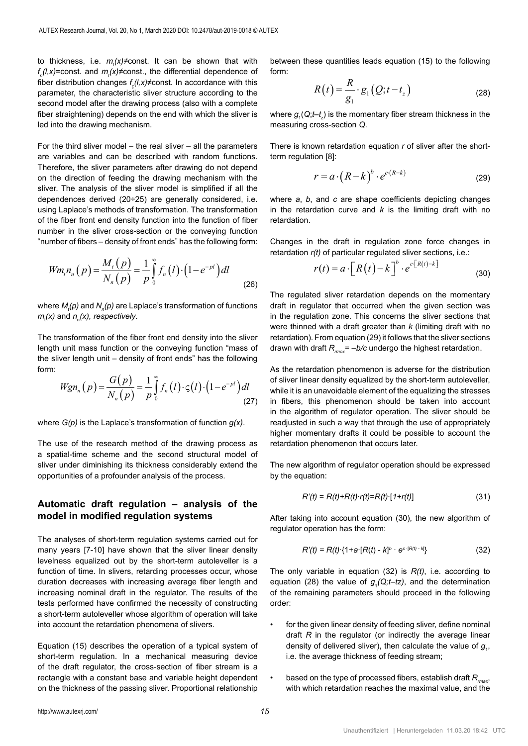to thickness, i.e. $m_t(x)$≠const. It can be shown that with $f_n(l,x)$=const. and $m_t(x)$≠const., the differential dependence of fiber distribution changes $f_ς(l,x)$≠const. In accordance with this parameter, the characteristic sliver structure according to the second model after the drawing process (also with a complete fiber straightening) depends on the end with which the sliver is led into the drawing mechanism.

For the third sliver model – the real sliver – all the parameters are variables and can be described with random functions. Therefore, the sliver parameters after drawing do not depend on the direction of feeding the drawing mechanism with the sliver. The analysis of the sliver model is simplified if all the dependences derived (20÷25) are generally considered, i.e. using Laplace's methods of transformation. The transformation of the fiber front end density function into the function of fiber number in the sliver cross-section or the conveying function "number of fibers – density of front ends" has the following form:

$$Wm_t n_n(p) = \frac{M_t(p)}{N_n(p)} = \frac{1}{p}\int_0^{\infty} f_n(l)\cdot\left(1-e^{-pl}\right)dl \tag{26}$$

where $M_t(p)$ and $N_n(p)$ are Laplace's transformation of functions $m_t(x)$ and $n_n(x)$, *respectively*.

The transformation of the fiber front end density into the sliver length unit mass function or the conveying function "mass of the sliver length unit – density of front ends" has the following form:

$$Wgn_n(p) = \frac{G(p)}{N_n(p)} = \frac{1}{p}\int_0^{\infty} f_n(l)\cdot\varsigma(l)\cdot\left(1-e^{-pl}\right)dl \tag{27}$$

where $G(p)$ is the Laplace's transformation of function $g(x)$.

The use of the research method of the drawing process as a spatial-time scheme and the second structural model of sliver under diminishing its thickness considerably extend the opportunities of a profounder analysis of the process.

## Automatic draft regulation – analysis of the model in modified regulation systems

The analyses of short-term regulation systems carried out for many years [7-10] have shown that the sliver linear density levelness equalized out by the short-term autoleveller is a function of time. In slivers, retarding processes occur, whose duration decreases with increasing average fiber length and increasing nominal draft in the regulator. The results of the tests performed have confirmed the necessity of constructing a short-term autoleveller whose algorithm of operation will take into account the retardation phenomena of slivers.

Equation (15) describes the operation of a typical system of short-term regulation. In a mechanical measuring device of the draft regulator, the cross-section of fiber stream is a rectangle with a constant base and variable height dependent on the thickness of the passing sliver. Proportional relationship between these quantities leads equation (15) to the following form:

$$R(t) = \frac{R}{g_1}\cdot g_1\left(Q;t-t_z\right) \tag{28}$$

where $g_1(Q;t–t_z)$ is the momentary fiber stream thickness in the measuring cross-section *Q*.

There is known retardation equation *r* of sliver after the short-term regulation [8]:

$$r = a\cdot\left(R-k\right)^b\cdot e^{c\cdot(R-k)} \tag{29}$$

where *a*, *b*, and *c* are shape coefficients depicting changes in the retardation curve and *k* is the limiting draft with no retardation.

Changes in the draft in regulation zone force changes in retardation *r(t)* of particular regulated sliver sections, i.e.:

$$r(t) = a\cdot\left[R(t)-k\right]^b\cdot e^{c\cdot\left[R(t)-k\right]} \tag{30}$$

The regulated sliver retardation depends on the momentary draft in regulator that occurred when the given section was in the regulation zone. This concerns the sliver sections that were thinned with a draft greater than *k* (limiting draft with no retardation). From equation (29) it follows that the sliver sections drawn with draft $R_{rmax}= –b/c$ undergo the highest retardation.

As the retardation phenomenon is adverse for the distribution of sliver linear density equalized by the short-term autoleveller, while it is an unavoidable element of the equalizing the stresses in fibers, this phenomenon should be taken into account in the algorithm of regulator operation. The sliver should be readjusted in such a way that through the use of appropriately higher momentary drafts it could be possible to account the retardation phenomenon that occurs later.

The new algorithm of regulator operation should be expressed by the equation:

$$R'(t) = R(t)+R(t)\cdot r(t)=R(t)\cdot[1+r(t)] \tag{31}$$

After taking into account equation (30), the new algorithm of regulator operation has the form:

$$R'(t) = R(t)\cdot\{1+a\cdot[R(t) - k]^b \cdot e^{c\cdot[R(t) - k]}\} \tag{32}$$

The only variable in equation (32) is *R(t)*, i.e. according to equation (28) the value of $g_1(Q;t–tz)$, and the determination of the remaining parameters should proceed in the following order:

- for the given linear density of feeding sliver, define nominal draft *R* in the regulator (or indirectly the average linear density of delivered sliver), then calculate the value of $g_1$, i.e. the average thickness of feeding stream;
- based on the type of processed fibers, establish draft $R_{rmax}$, with which retardation reaches the maximal value, and the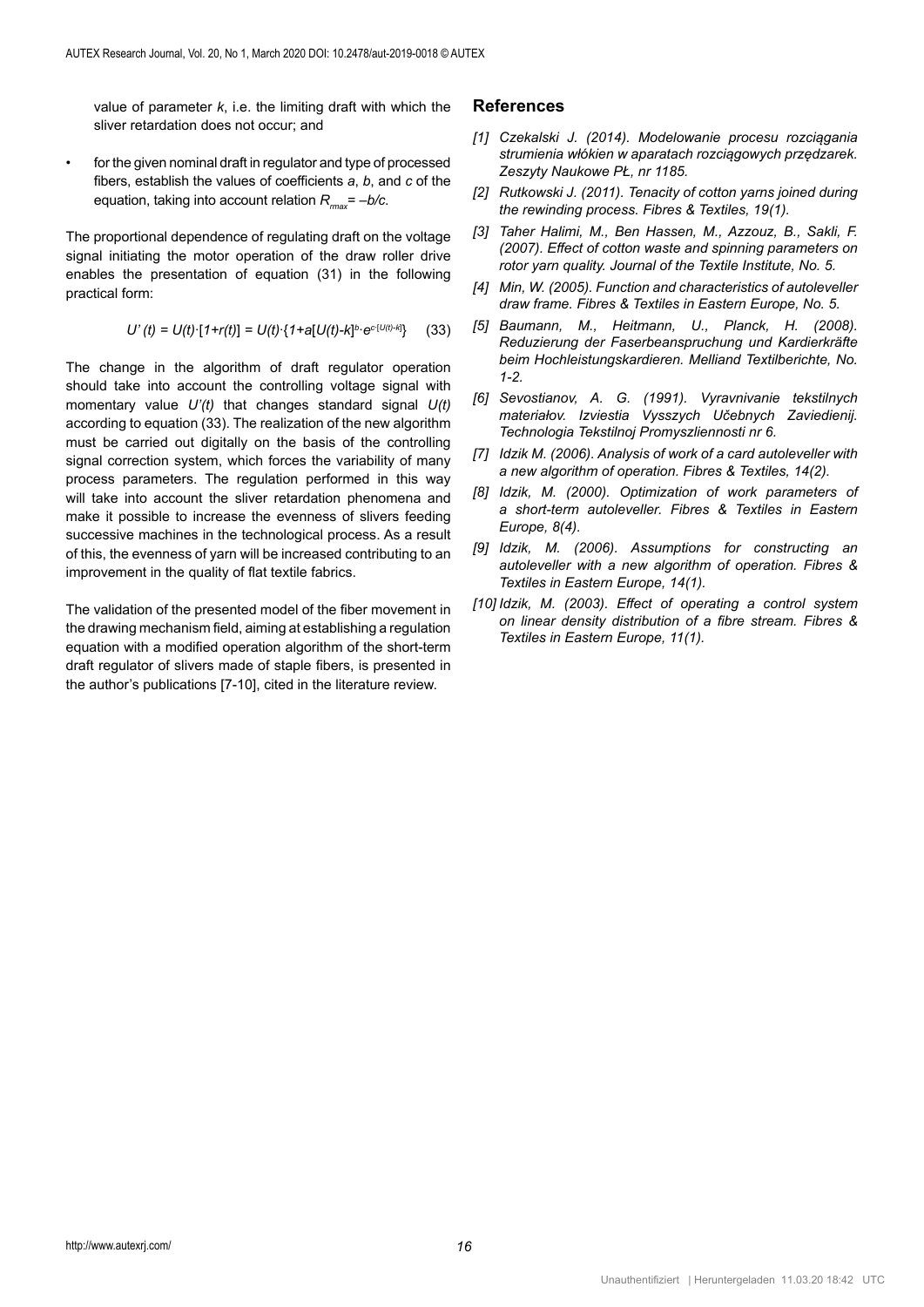value of parameter $k$, i.e. the limiting draft with which the sliver retardation does not occur; and

- for the given nominal draft in regulator and type of processed fibers, establish the values of coefficients $a$, $b$, and $c$ of the equation, taking into account relation $R_{rmax} = -b/c$.

The proportional dependence of regulating draft on the voltage signal initiating the motor operation of the draw roller drive enables the presentation of equation (31) in the following practical form:

$$U'(t) = U(t)\cdot[1+r(t)] = U(t)\cdot\{1+a[U(t)-k]^{b}\cdot e^{c\cdot[U(t)-k]}\} \quad (33)$$

The change in the algorithm of draft regulator operation should take into account the controlling voltage signal with momentary value $U'(t)$ that changes standard signal $U(t)$ according to equation (33). The realization of the new algorithm must be carried out digitally on the basis of the controlling signal correction system, which forces the variability of many process parameters. The regulation performed in this way will take into account the sliver retardation phenomena and make it possible to increase the evenness of slivers feeding successive machines in the technological process. As a result of this, the evenness of yarn will be increased contributing to an improvement in the quality of flat textile fabrics.

The validation of the presented model of the fiber movement in the drawing mechanism field, aiming at establishing a regulation equation with a modified operation algorithm of the short-term draft regulator of slivers made of staple fibers, is presented in the author's publications [7-10], cited in the literature review.

## References

*[1] Czekalski J. (2014). Modelowanie procesu rozciągania strumienia włókien w aparatach rozciągowych przędzarek. Zeszyty Naukowe PŁ, nr 1185.*

*[2] Rutkowski J. (2011). Tenacity of cotton yarns joined during the rewinding process. Fibres & Textiles, 19(1).*

*[3] Taher Halimi, M., Ben Hassen, M., Azzouz, B., Sakli, F. (2007). Effect of cotton waste and spinning parameters on rotor yarn quality. Journal of the Textile Institute, No. 5.*

*[4] Min, W. (2005). Function and characteristics of autoleveller draw frame. Fibres & Textiles in Eastern Europe, No. 5.*

*[5] Baumann, M., Heitmann, U., Planck, H. (2008). Reduzierung der Faserbeanspruchung und Kardierkräfte beim Hochleistungskardieren. Melliand Textilberichte, No. 1-2.*

*[6] Sevostianov, A. G. (1991). Vyravnivanie tekstilnych materiałov. Izviestia Vysszych Učebnych Zaviedienij. Technologia Tekstilnoj Promyszliennosti nr 6.*

*[7] Idzik M. (2006). Analysis of work of a card autoleveller with a new algorithm of operation. Fibres & Textiles, 14(2).*

*[8] Idzik, M. (2000). Optimization of work parameters of a short-term autoleveller. Fibres & Textiles in Eastern Europe, 8(4).*

*[9] Idzik, M. (2006). Assumptions for constructing an autoleveller with a new algorithm of operation. Fibres & Textiles in Eastern Europe, 14(1).*

*[10] Idzik, M. (2003). Effect of operating a control system on linear density distribution of a fibre stream. Fibres & Textiles in Eastern Europe, 11(1).*